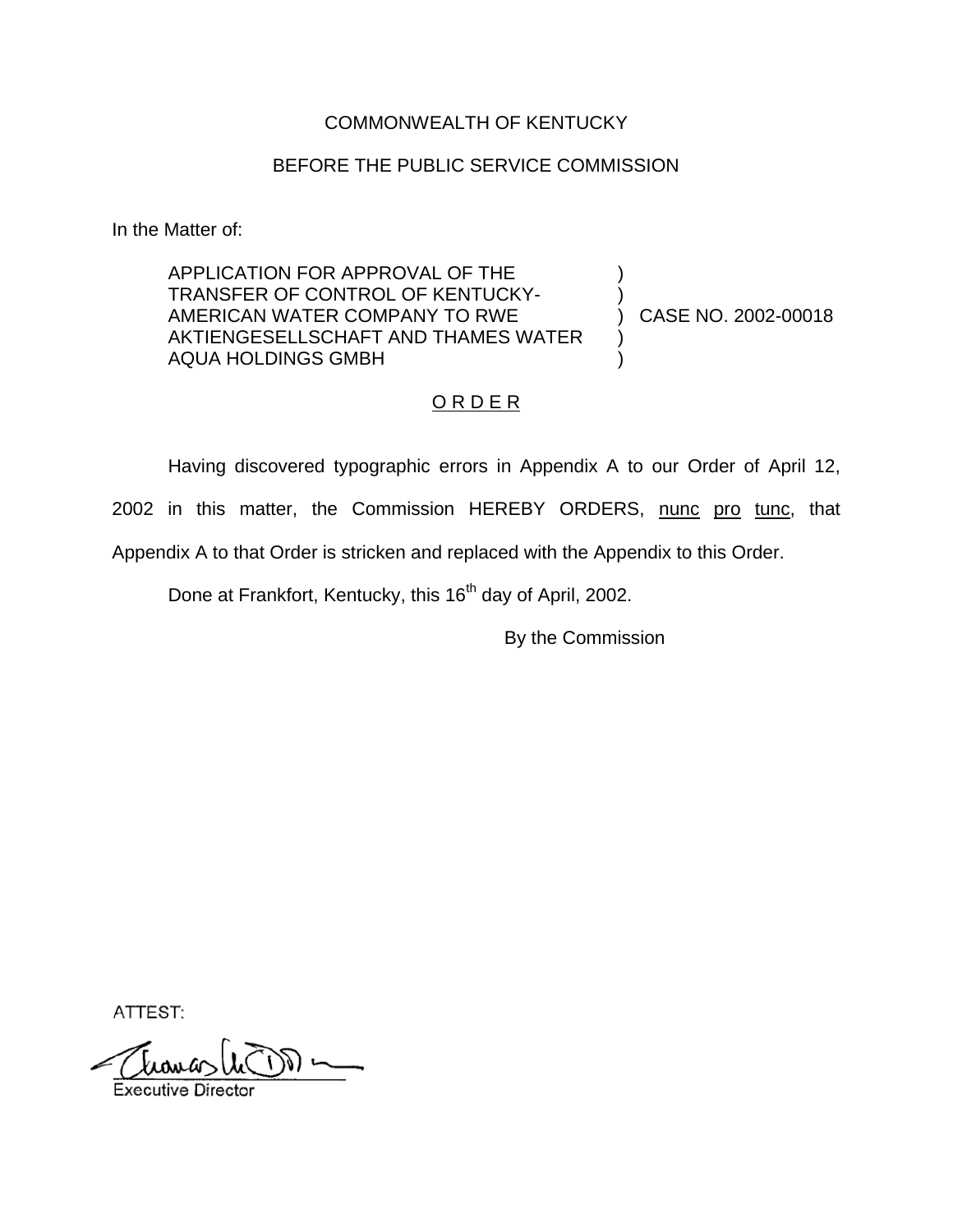COMMONWEALTH OF KENTUCKY

BEFORE THE PUBLIC SERVICE COMMISSION

In the Matter of:

| | | |
|---|---|---|
| APPLICATION FOR APPROVAL OF THE TRANSFER OF CONTROL OF KENTUCKY-AMERICAN WATER COMPANY TO RWE AKTIENGESELLSCHAFT AND THAMES WATER AQUA HOLDINGS GMBH | ) | CASE NO. 2002-00018 |

O R D E R

Having discovered typographic errors in Appendix A to our Order of April 12, 2002 in this matter, the Commission HEREBY ORDERS, nunc pro tunc, that Appendix A to that Order is stricken and replaced with the Appendix to this Order.

Done at Frankfort, Kentucky, this 16th day of April, 2002.

By the Commission

ATTEST:

Executive Director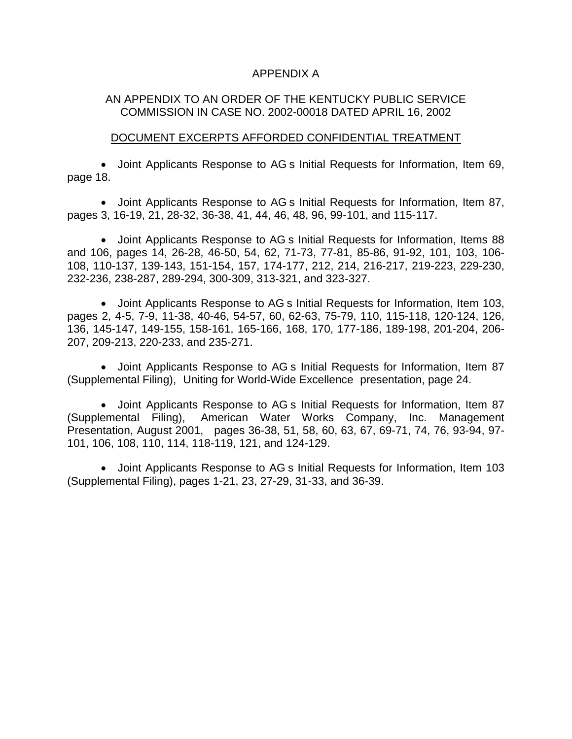APPENDIX A

AN APPENDIX TO AN ORDER OF THE KENTUCKY PUBLIC SERVICE COMMISSION IN CASE NO. 2002-00018 DATED APRIL 16, 2002

DOCUMENT EXCERPTS AFFORDED CONFIDENTIAL TREATMENT

- Joint Applicants Response to AG s Initial Requests for Information, Item 69, page 18.

- Joint Applicants Response to AG s Initial Requests for Information, Item 87, pages 3, 16-19, 21, 28-32, 36-38, 41, 44, 46, 48, 96, 99-101, and 115-117.

- Joint Applicants Response to AG s Initial Requests for Information, Items 88 and 106, pages 14, 26-28, 46-50, 54, 62, 71-73, 77-81, 85-86, 91-92, 101, 103, 106-108, 110-137, 139-143, 151-154, 157, 174-177, 212, 214, 216-217, 219-223, 229-230, 232-236, 238-287, 289-294, 300-309, 313-321, and 323-327.

- Joint Applicants Response to AG s Initial Requests for Information, Item 103, pages 2, 4-5, 7-9, 11-38, 40-46, 54-57, 60, 62-63, 75-79, 110, 115-118, 120-124, 126, 136, 145-147, 149-155, 158-161, 165-166, 168, 170, 177-186, 189-198, 201-204, 206-207, 209-213, 220-233, and 235-271.

- Joint Applicants Response to AG s Initial Requests for Information, Item 87 (Supplemental Filing), Uniting for World-Wide Excellence presentation, page 24.

- Joint Applicants Response to AG s Initial Requests for Information, Item 87 (Supplemental Filing), American Water Works Company, Inc. Management Presentation, August 2001, pages 36-38, 51, 58, 60, 63, 67, 69-71, 74, 76, 93-94, 97-101, 106, 108, 110, 114, 118-119, 121, and 124-129.

- Joint Applicants Response to AG s Initial Requests for Information, Item 103 (Supplemental Filing), pages 1-21, 23, 27-29, 31-33, and 36-39.